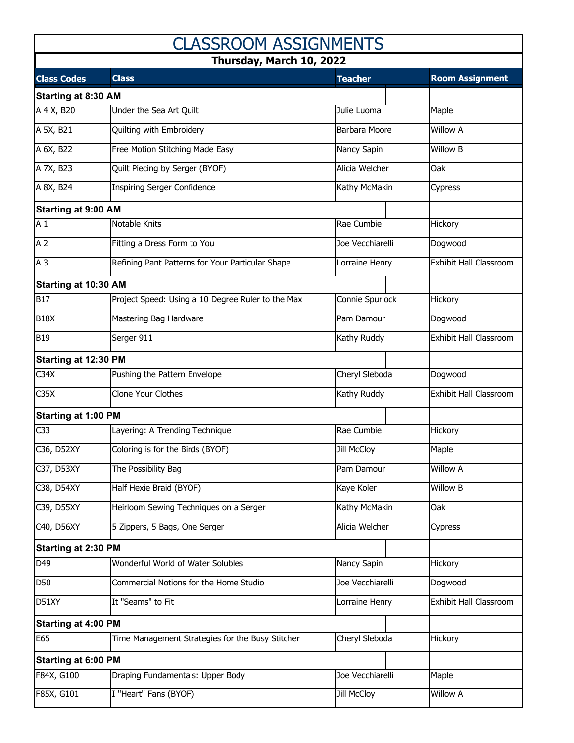# CLASSROOM ASSIGNMENTS

## Thursday, March 10, 2022

| Class Codes | Class | Teacher | Room Assignment |
|---|---|---|---|
| **Starting at 8:30 AM** | | | |
| A 4 X, B20 | Under the Sea Art Quilt | Julie Luoma | Maple |
| A 5X, B21 | Quilting with Embroidery | Barbara Moore | Willow A |
| A 6X, B22 | Free Motion Stitching Made Easy | Nancy Sapin | Willow B |
| A 7X, B23 | Quilt Piecing by Serger (BYOF) | Alicia Welcher | Oak |
| A 8X, B24 | Inspiring Serger Confidence | Kathy McMakin | Cypress |
| **Starting at 9:00 AM** | | | |
| A 1 | Notable Knits | Rae Cumbie | Hickory |
| A 2 | Fitting a Dress Form to You | Joe Vecchiarelli | Dogwood |
| A 3 | Refining Pant Patterns for Your Particular Shape | Lorraine Henry | Exhibit Hall Classroom |
| **Starting at 10:30 AM** | | | |
| B17 | Project Speed: Using a 10 Degree Ruler to the Max | Connie Spurlock | Hickory |
| B18X | Mastering Bag Hardware | Pam Damour | Dogwood |
| B19 | Serger 911 | Kathy Ruddy | Exhibit Hall Classroom |
| **Starting at 12:30 PM** | | | |
| C34X | Pushing the Pattern Envelope | Cheryl Sleboda | Dogwood |
| C35X | Clone Your Clothes | Kathy Ruddy | Exhibit Hall Classroom |
| **Starting at 1:00 PM** | | | |
| C33 | Layering: A Trending Technique | Rae Cumbie | Hickory |
| C36, D52XY | Coloring is for the Birds (BYOF) | Jill McCloy | Maple |
| C37, D53XY | The Possibility Bag | Pam Damour | Willow A |
| C38, D54XY | Half Hexie Braid (BYOF) | Kaye Koler | Willow B |
| C39, D55XY | Heirloom Sewing Techniques on a Serger | Kathy McMakin | Oak |
| C40, D56XY | 5 Zippers, 5 Bags, One Serger | Alicia Welcher | Cypress |
| **Starting at 2:30 PM** | | | |
| D49 | Wonderful World of Water Solubles | Nancy Sapin | Hickory |
| D50 | Commercial Notions for the Home Studio | Joe Vecchiarelli | Dogwood |
| D51XY | It "Seams" to Fit | Lorraine Henry | Exhibit Hall Classroom |
| **Starting at 4:00 PM** | | | |
| E65 | Time Management Strategies for the Busy Stitcher | Cheryl Sleboda | Hickory |
| **Starting at 6:00 PM** | | | |
| F84X, G100 | Draping Fundamentals: Upper Body | Joe Vecchiarelli | Maple |
| F85X, G101 | I "Heart" Fans (BYOF) | Jill McCloy | Willow A |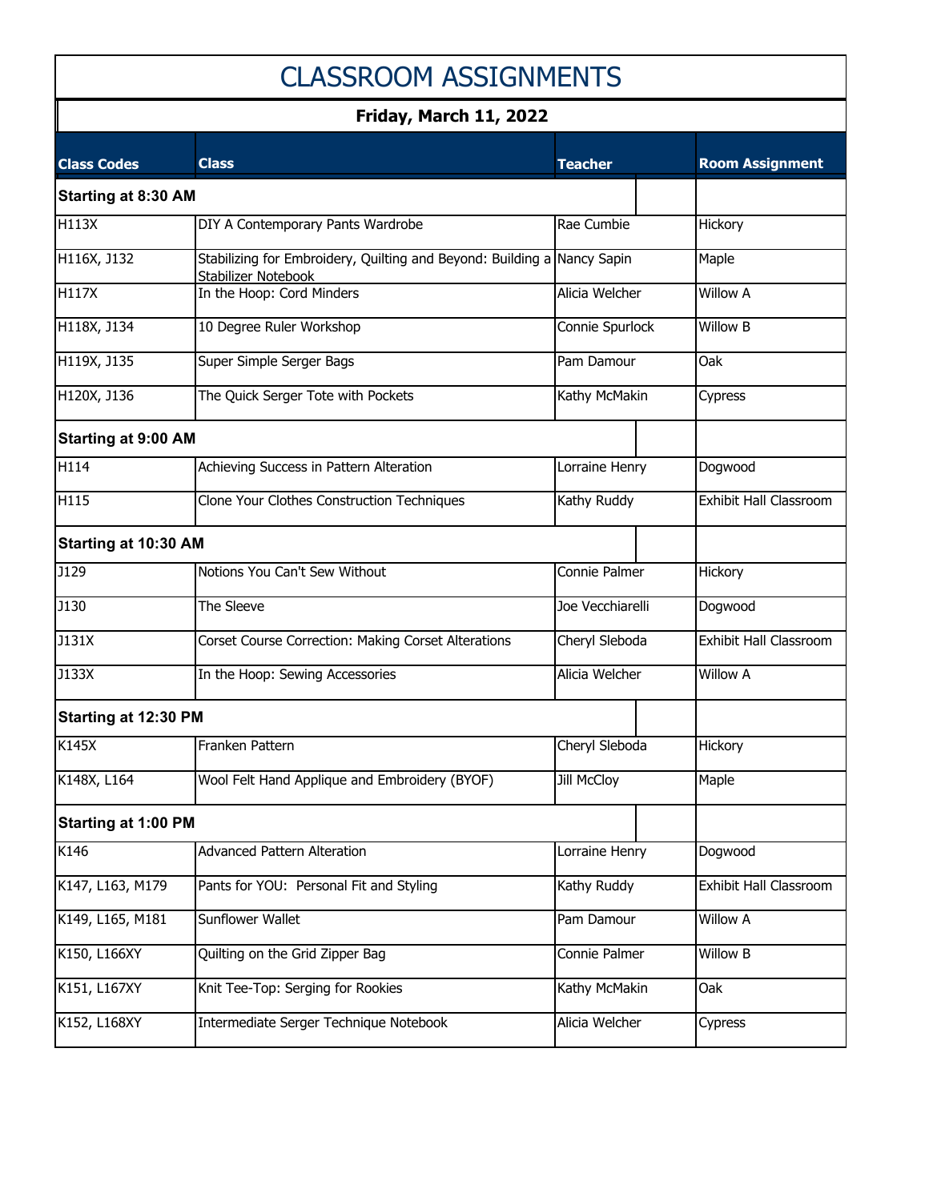# CLASSROOM ASSIGNMENTS

**Friday, March 11, 2022**

| Class Codes | Class | Teacher | Room Assignment |
|---|---|---|---|
| **Starting at 8:30 AM** | | | |
| H113X | DIY A Contemporary Pants Wardrobe | Rae Cumbie | Hickory |
| H116X, J132 | Stabilizing for Embroidery, Quilting and Beyond: Building a Stabilizer Notebook | Nancy Sapin | Maple |
| H117X | In the Hoop: Cord Minders | Alicia Welcher | Willow A |
| H118X, J134 | 10 Degree Ruler Workshop | Connie Spurlock | Willow B |
| H119X, J135 | Super Simple Serger Bags | Pam Damour | Oak |
| H120X, J136 | The Quick Serger Tote with Pockets | Kathy McMakin | Cypress |
| **Starting at 9:00 AM** | | | |
| H114 | Achieving Success in Pattern Alteration | Lorraine Henry | Dogwood |
| H115 | Clone Your Clothes Construction Techniques | Kathy Ruddy | Exhibit Hall Classroom |
| **Starting at 10:30 AM** | | | |
| J129 | Notions You Can't Sew Without | Connie Palmer | Hickory |
| J130 | The Sleeve | Joe Vecchiarelli | Dogwood |
| J131X | Corset Course Correction: Making Corset Alterations | Cheryl Sleboda | Exhibit Hall Classroom |
| J133X | In the Hoop: Sewing Accessories | Alicia Welcher | Willow A |
| **Starting at 12:30 PM** | | | |
| K145X | Franken Pattern | Cheryl Sleboda | Hickory |
| K148X, L164 | Wool Felt Hand Applique and Embroidery (BYOF) | Jill McCloy | Maple |
| **Starting at 1:00 PM** | | | |
| K146 | Advanced Pattern Alteration | Lorraine Henry | Dogwood |
| K147, L163, M179 | Pants for YOU: Personal Fit and Styling | Kathy Ruddy | Exhibit Hall Classroom |
| K149, L165, M181 | Sunflower Wallet | Pam Damour | Willow A |
| K150, L166XY | Quilting on the Grid Zipper Bag | Connie Palmer | Willow B |
| K151, L167XY | Knit Tee-Top: Serging for Rookies | Kathy McMakin | Oak |
| K152, L168XY | Intermediate Serger Technique Notebook | Alicia Welcher | Cypress |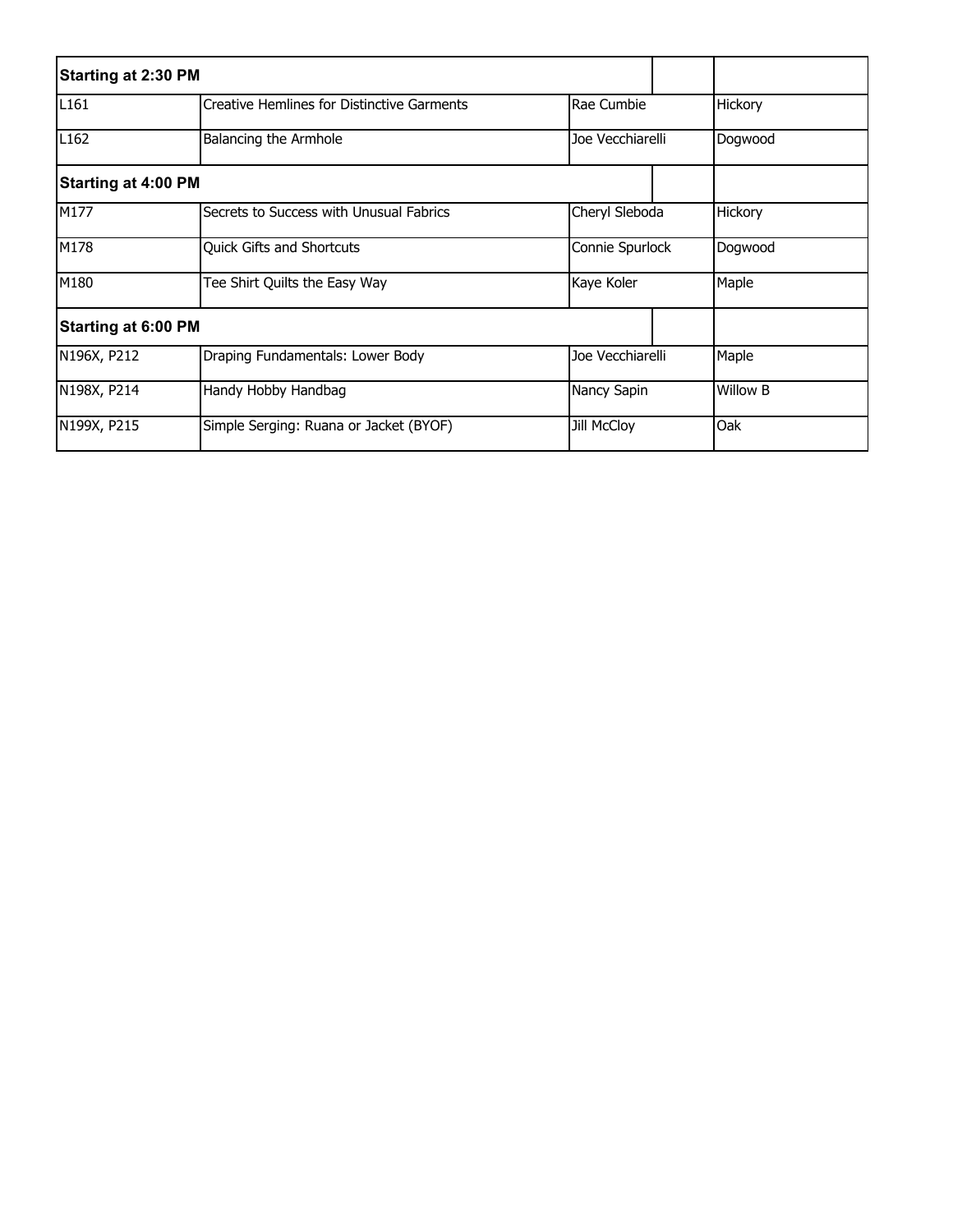| Starting at 2:30 PM | | | |
|---|---|---|---|
| L161 | Creative Hemlines for Distinctive Garments | Rae Cumbie | Hickory |
| L162 | Balancing the Armhole | Joe Vecchiarelli | Dogwood |
| **Starting at 4:00 PM** | | | |
| M177 | Secrets to Success with Unusual Fabrics | Cheryl Sleboda | Hickory |
| M178 | Quick Gifts and Shortcuts | Connie Spurlock | Dogwood |
| M180 | Tee Shirt Quilts the Easy Way | Kaye Koler | Maple |
| **Starting at 6:00 PM** | | | |
| N196X, P212 | Draping Fundamentals: Lower Body | Joe Vecchiarelli | Maple |
| N198X, P214 | Handy Hobby Handbag | Nancy Sapin | Willow B |
| N199X, P215 | Simple Serging: Ruana or Jacket (BYOF) | Jill McCloy | Oak |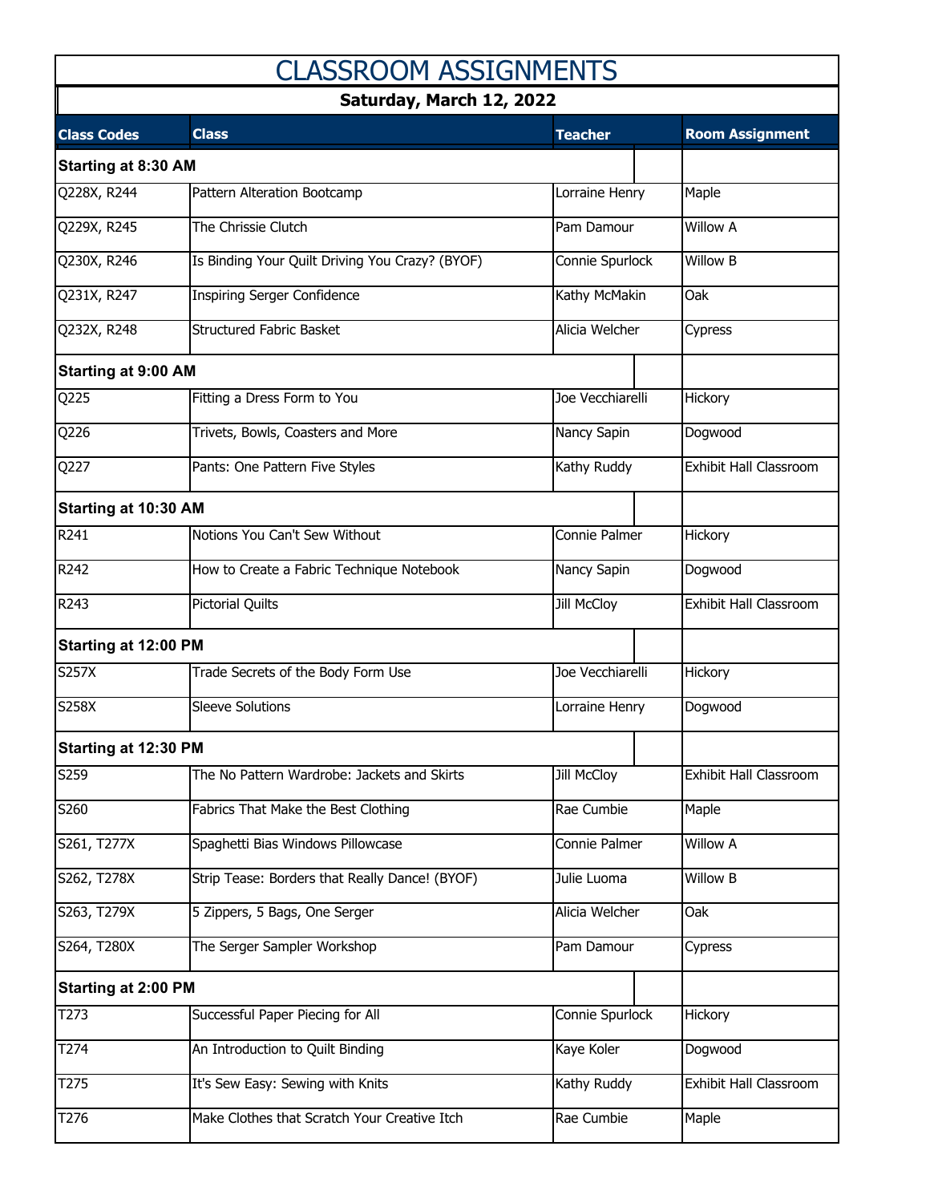# CLASSROOM ASSIGNMENTS

## Saturday, March 12, 2022

| Class Codes | Class | Teacher | Room Assignment |
| --- | --- | --- | --- |
| **Starting at 8:30 AM** | | | |
| Q228X, R244 | Pattern Alteration Bootcamp | Lorraine Henry | Maple |
| Q229X, R245 | The Chrissie Clutch | Pam Damour | Willow A |
| Q230X, R246 | Is Binding Your Quilt Driving You Crazy? (BYOF) | Connie Spurlock | Willow B |
| Q231X, R247 | Inspiring Serger Confidence | Kathy McMakin | Oak |
| Q232X, R248 | Structured Fabric Basket | Alicia Welcher | Cypress |
| **Starting at 9:00 AM** | | | |
| Q225 | Fitting a Dress Form to You | Joe Vecchiarelli | Hickory |
| Q226 | Trivets, Bowls, Coasters and More | Nancy Sapin | Dogwood |
| Q227 | Pants: One Pattern Five Styles | Kathy Ruddy | Exhibit Hall Classroom |
| **Starting at 10:30 AM** | | | |
| R241 | Notions You Can't Sew Without | Connie Palmer | Hickory |
| R242 | How to Create a Fabric Technique Notebook | Nancy Sapin | Dogwood |
| R243 | Pictorial Quilts | Jill McCloy | Exhibit Hall Classroom |
| **Starting at 12:00 PM** | | | |
| S257X | Trade Secrets of the Body Form Use | Joe Vecchiarelli | Hickory |
| S258X | Sleeve Solutions | Lorraine Henry | Dogwood |
| **Starting at 12:30 PM** | | | |
| S259 | The No Pattern Wardrobe: Jackets and Skirts | Jill McCloy | Exhibit Hall Classroom |
| S260 | Fabrics That Make the Best Clothing | Rae Cumbie | Maple |
| S261, T277X | Spaghetti Bias Windows Pillowcase | Connie Palmer | Willow A |
| S262, T278X | Strip Tease: Borders that Really Dance! (BYOF) | Julie Luoma | Willow B |
| S263, T279X | 5 Zippers, 5 Bags, One Serger | Alicia Welcher | Oak |
| S264, T280X | The Serger Sampler Workshop | Pam Damour | Cypress |
| **Starting at 2:00 PM** | | | |
| T273 | Successful Paper Piecing for All | Connie Spurlock | Hickory |
| T274 | An Introduction to Quilt Binding | Kaye Koler | Dogwood |
| T275 | It's Sew Easy: Sewing with Knits | Kathy Ruddy | Exhibit Hall Classroom |
| T276 | Make Clothes that Scratch Your Creative Itch | Rae Cumbie | Maple |